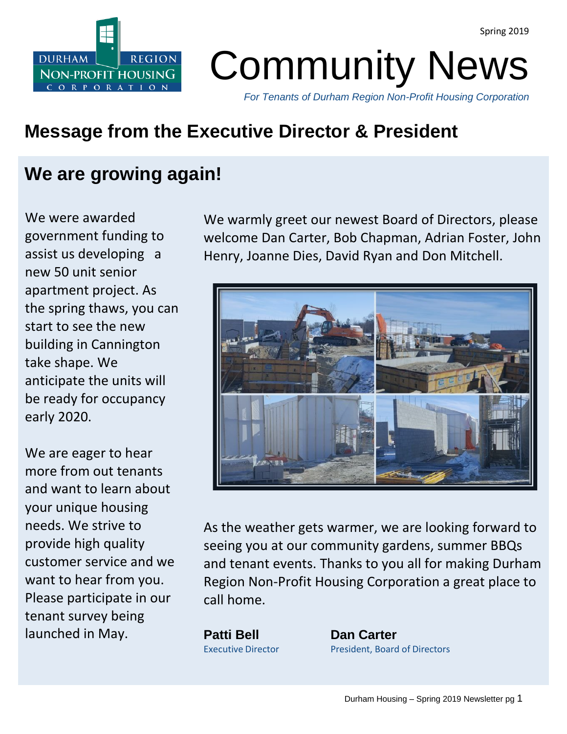Spring 2019

# Community News

*For Tenants of Durham Region Non-Profit Housing Corporation*

## Message from the Executive Director & President

### We are growing again!

We were awarded government funding to assist us developing a new 50 unit senior apartment project. As the spring thaws, you can start to see the new building in Cannington take shape. We anticipate the units will be ready for occupancy early 2020.

We are eager to hear more from out tenants and want to learn about your unique housing needs. We strive to provide high quality customer service and we want to hear from you. Please participate in our tenant survey being launched in May.

We warmly greet our newest Board of Directors, please welcome Dan Carter, Bob Chapman, Adrian Foster, John Henry, Joanne Dies, David Ryan and Don Mitchell.

As the weather gets warmer, we are looking forward to seeing you at our community gardens, summer BBQs and tenant events. Thanks to you all for making Durham Region Non-Profit Housing Corporation a great place to call home.

**Patti Bell**
Executive Director

**Dan Carter**
President, Board of Directors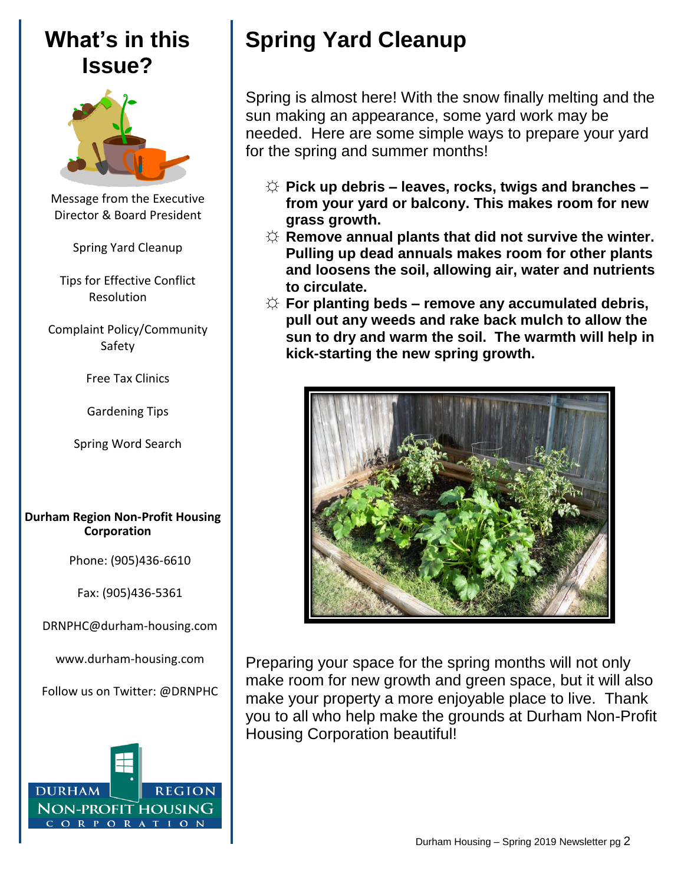## What's in this Issue?

Message from the Executive Director & Board President

Spring Yard Cleanup

Tips for Effective Conflict Resolution

Complaint Policy/Community Safety

Free Tax Clinics

Gardening Tips

Spring Word Search

**Durham Region Non-Profit Housing Corporation**

Phone: (905)436-6610

Fax: (905)436-5361

DRNPHC@durham-housing.com

www.durham-housing.com

Follow us on Twitter: @DRNPHC

# Spring Yard Cleanup

Spring is almost here! With the snow finally melting and the sun making an appearance, some yard work may be needed. Here are some simple ways to prepare your yard for the spring and summer months!

- **Pick up debris – leaves, rocks, twigs and branches – from your yard or balcony. This makes room for new grass growth.**
- **Remove annual plants that did not survive the winter. Pulling up dead annuals makes room for other plants and loosens the soil, allowing air, water and nutrients to circulate.**
- **For planting beds – remove any accumulated debris, pull out any weeds and rake back mulch to allow the sun to dry and warm the soil. The warmth will help in kick-starting the new spring growth.**

Preparing your space for the spring months will not only make room for new growth and green space, but it will also make your property a more enjoyable place to live. Thank you to all who help make the grounds at Durham Non-Profit Housing Corporation beautiful!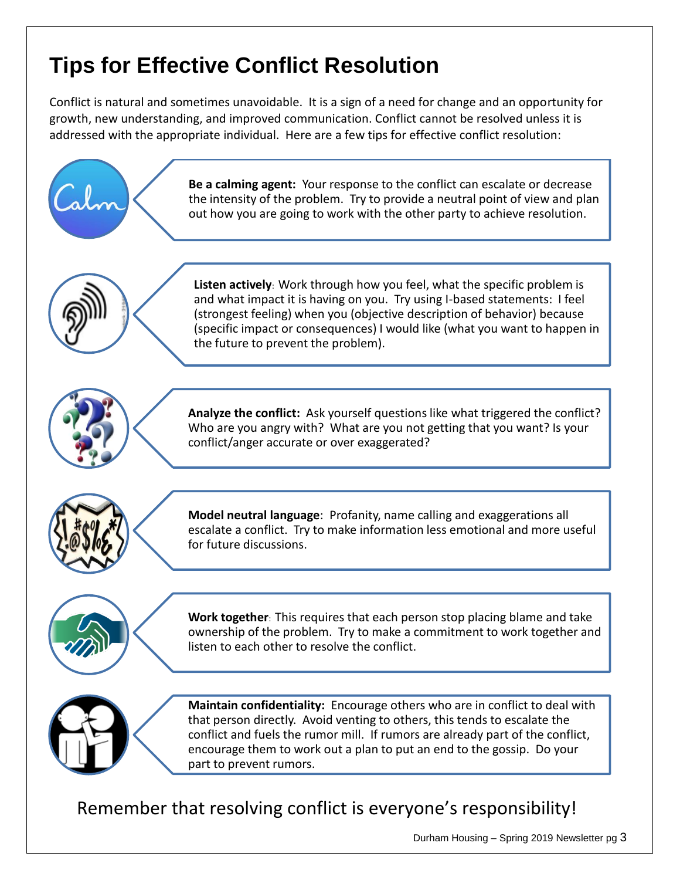# Tips for Effective Conflict Resolution

Conflict is natural and sometimes unavoidable. It is a sign of a need for change and an opportunity for growth, new understanding, and improved communication. Conflict cannot be resolved unless it is addressed with the appropriate individual. Here are a few tips for effective conflict resolution:

**Be a calming agent:** Your response to the conflict can escalate or decrease the intensity of the problem. Try to provide a neutral point of view and plan out how you are going to work with the other party to achieve resolution.

**Listen actively**: Work through how you feel, what the specific problem is and what impact it is having on you. Try using I-based statements: I feel (strongest feeling) when you (objective description of behavior) because (specific impact or consequences) I would like (what you want to happen in the future to prevent the problem).

**Analyze the conflict:** Ask yourself questions like what triggered the conflict? Who are you angry with? What are you not getting that you want? Is your conflict/anger accurate or over exaggerated?

**Model neutral language**: Profanity, name calling and exaggerations all escalate a conflict. Try to make information less emotional and more useful for future discussions.

**Work together**: This requires that each person stop placing blame and take ownership of the problem. Try to make a commitment to work together and listen to each other to resolve the conflict.

**Maintain confidentiality:** Encourage others who are in conflict to deal with that person directly. Avoid venting to others, this tends to escalate the conflict and fuels the rumor mill. If rumors are already part of the conflict, encourage them to work out a plan to put an end to the gossip. Do your part to prevent rumors.

Remember that resolving conflict is everyone's responsibility!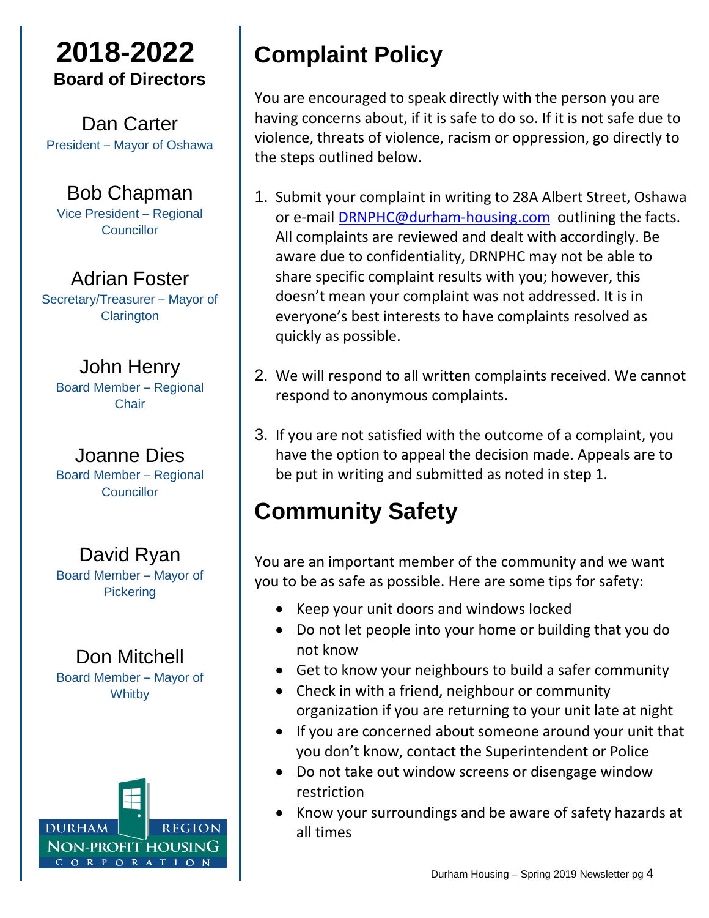# 2018-2022

**Board of Directors**

Dan Carter
President – Mayor of Oshawa

Bob Chapman
Vice President – Regional Councillor

Adrian Foster
Secretary/Treasurer – Mayor of Clarington

John Henry
Board Member – Regional Chair

Joanne Dies
Board Member – Regional Councillor

David Ryan
Board Member – Mayor of Pickering

Don Mitchell
Board Member – Mayor of Whitby

DURHAM REGION NON-PROFIT HOUSING CORPORATION

# Complaint Policy

You are encouraged to speak directly with the person you are having concerns about, if it is safe to do so. If it is not safe due to violence, threats of violence, racism or oppression, go directly to the steps outlined below.

1. Submit your complaint in writing to 28A Albert Street, Oshawa or e-mail DRNPHC@durham-housing.com outlining the facts. All complaints are reviewed and dealt with accordingly. Be aware due to confidentiality, DRNPHC may not be able to share specific complaint results with you; however, this doesn't mean your complaint was not addressed. It is in everyone's best interests to have complaints resolved as quickly as possible.

2. We will respond to all written complaints received. We cannot respond to anonymous complaints.

3. If you are not satisfied with the outcome of a complaint, you have the option to appeal the decision made. Appeals are to be put in writing and submitted as noted in step 1.

# Community Safety

You are an important member of the community and we want you to be as safe as possible. Here are some tips for safety:

- Keep your unit doors and windows locked
- Do not let people into your home or building that you do not know
- Get to know your neighbours to build a safer community
- Check in with a friend, neighbour or community organization if you are returning to your unit late at night
- If you are concerned about someone around your unit that you don't know, contact the Superintendent or Police
- Do not take out window screens or disengage window restriction
- Know your surroundings and be aware of safety hazards at all times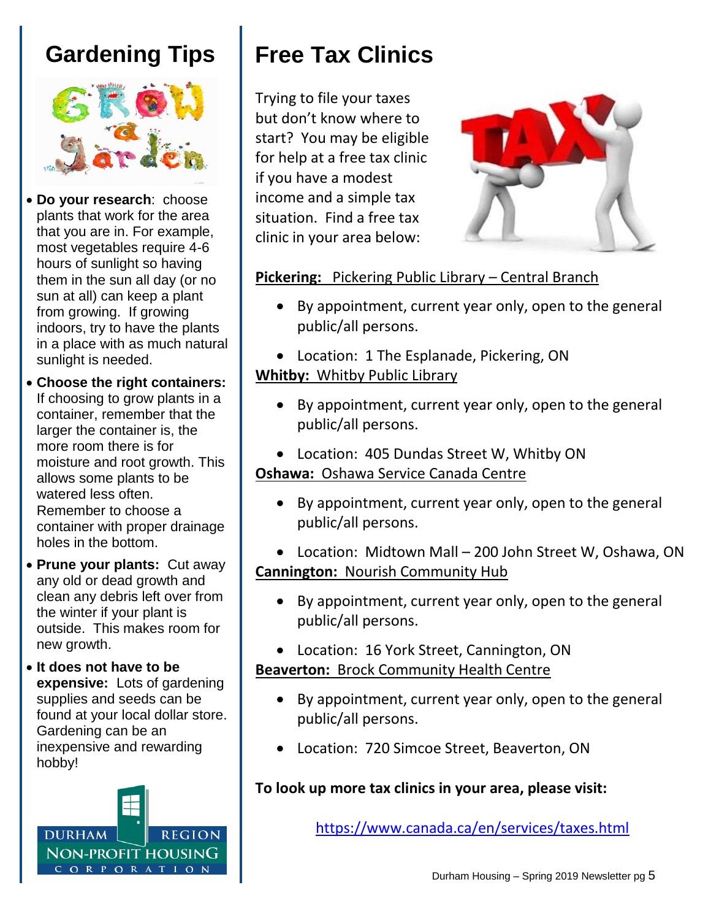## Gardening Tips

- **Do your research**: choose plants that work for the area that you are in. For example, most vegetables require 4-6 hours of sunlight so having them in the sun all day (or no sun at all) can keep a plant from growing. If growing indoors, try to have the plants in a place with as much natural sunlight is needed.
- **Choose the right containers:** If choosing to grow plants in a container, remember that the larger the container is, the more room there is for moisture and root growth. This allows some plants to be watered less often. Remember to choose a container with proper drainage holes in the bottom.
- **Prune your plants:** Cut away any old or dead growth and clean any debris left over from the winter if your plant is outside. This makes room for new growth.
- **It does not have to be expensive:** Lots of gardening supplies and seeds can be found at your local dollar store. Gardening can be an inexpensive and rewarding hobby!

## Free Tax Clinics

Trying to file your taxes but don't know where to start? You may be eligible for help at a free tax clinic if you have a modest income and a simple tax situation. Find a free tax clinic in your area below:

**Pickering:** Pickering Public Library – Central Branch

- By appointment, current year only, open to the general public/all persons.
- Location: 1 The Esplanade, Pickering, ON

**Whitby:** Whitby Public Library

- By appointment, current year only, open to the general public/all persons.
- Location: 405 Dundas Street W, Whitby ON

**Oshawa:** Oshawa Service Canada Centre

- By appointment, current year only, open to the general public/all persons.
- Location: Midtown Mall – 200 John Street W, Oshawa, ON

**Cannington:** Nourish Community Hub

- By appointment, current year only, open to the general public/all persons.
- Location: 16 York Street, Cannington, ON

**Beaverton:** Brock Community Health Centre

- By appointment, current year only, open to the general public/all persons.
- Location: 720 Simcoe Street, Beaverton, ON

**To look up more tax clinics in your area, please visit:**

https://www.canada.ca/en/services/taxes.html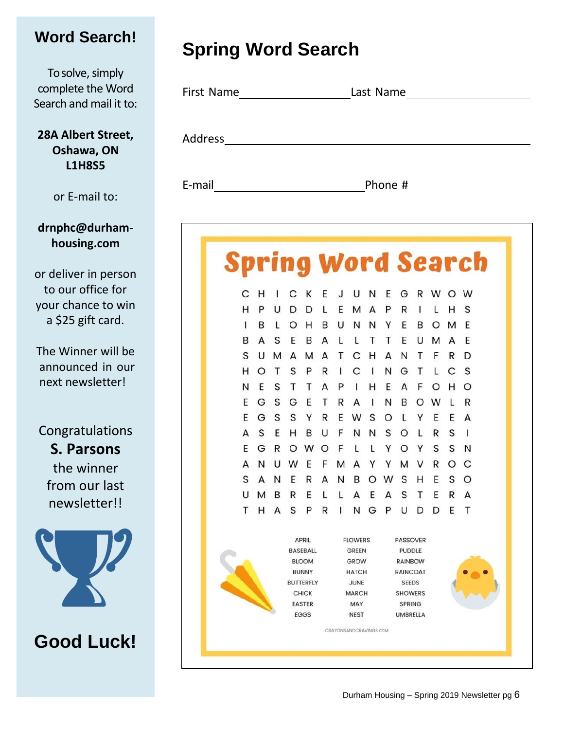## Word Search!

To solve, simply complete the Word Search and mail it to:

**28A Albert Street, Oshawa, ON L1H8S5**

or E-mail to:

**drnphc@durham-housing.com**

or deliver in person to our office for your chance to win a $25 gift card.

The Winner will be announced in our next newsletter!

Congratulations **S. Parsons** the winner from our last newsletter!!

# Good Luck!

# Spring Word Search

First Name\_\_\_\_\_\_\_\_\_\_\_\_\_\_\_\_\_\_ Last Name\_\_\_\_\_\_\_\_\_\_\_\_\_\_\_\_\_\_

Address\_\_\_\_\_\_\_\_\_\_\_\_\_\_\_\_\_\_\_\_\_\_\_\_\_\_\_\_\_\_\_\_\_\_\_\_\_\_\_\_

E-mail\_\_\_\_\_\_\_\_\_\_\_\_\_\_\_\_\_\_\_\_ Phone # \_\_\_\_\_\_\_\_\_\_\_\_\_\_\_\_\_\_

## Spring Word Search

```
C H I C K E J U N E G R W O W
H P U D D L E M A P R I L H S
I B L O H B U N N Y E B O M E
B A S E B A L L T T E U M A E
S U M A M A T C H A N T F R D
H O T S P R I C I N G T L C S
N E S T T A P I H E A F O H O
E G S G E T R A I N B O W L R
E G S S Y R E W S O L Y E E A
A S E H B U F N N S O L R S I
E G R O W O F L L Y O Y S S N
A N U W E F M A Y Y M V R O C
S A N E R A N B O W S H E S O
U M B R E L L A E A S T E R A
T H A S P R I N G P U D D E T
```

| | | |
|---|---|---|
| APRIL | FLOWERS | PASSOVER |
| BASEBALL | GREEN | PUDDLE |
| BLOOM | GROW | RAINBOW |
| BUNNY | HATCH | RAINCOAT |
| BUTTERFLY | JUNE | SEEDS |
| CHICK | MARCH | SHOWERS |
| EASTER | MAY | SPRING |
| EGGS | NEST | UMBRELLA |

CRAYONSANDCRAVINGS.COM